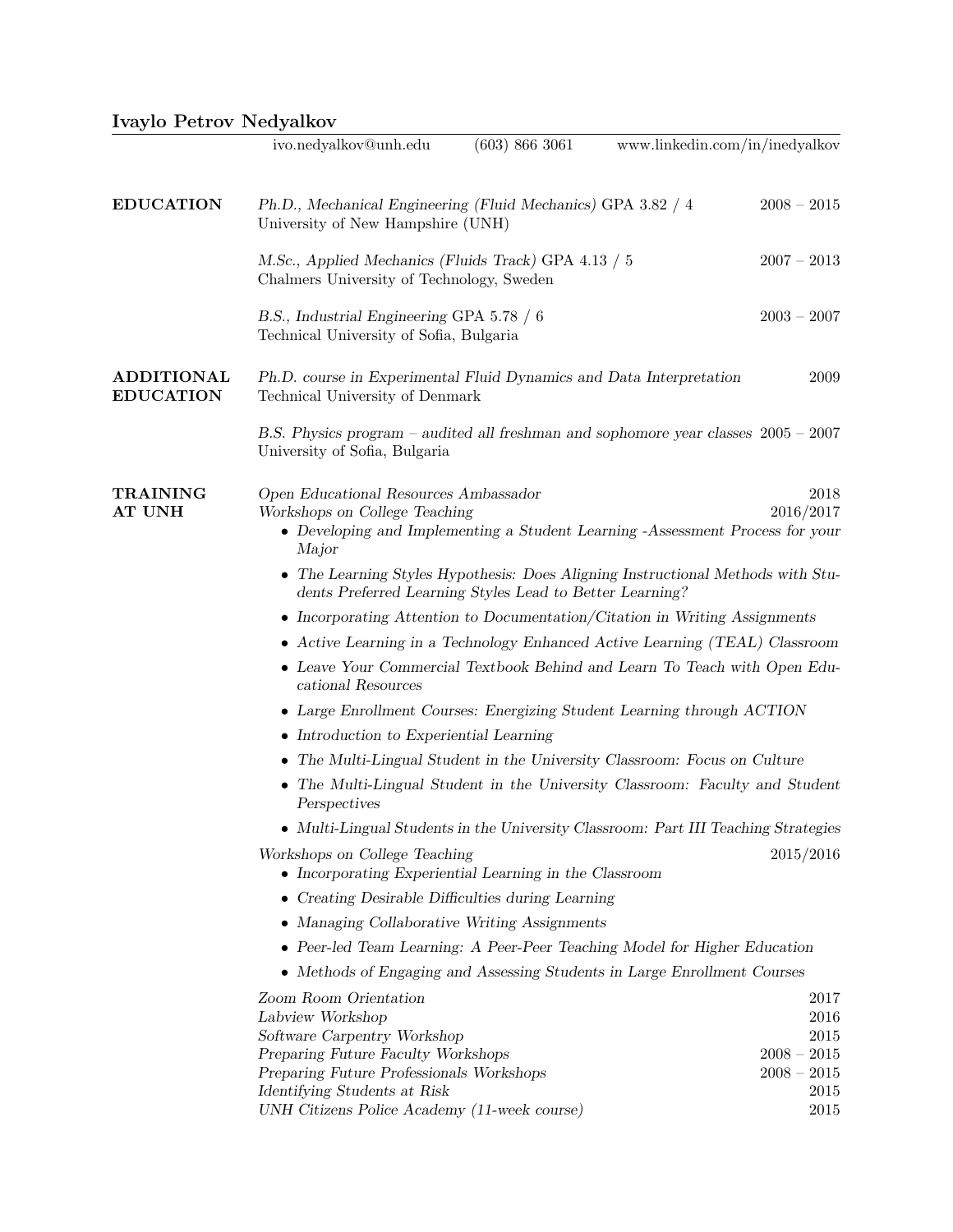# Ivaylo Petrov Nedyalkov

ivo.nedyalkov@unh.edu (603) 866 3061 www.linkedin.com/in/inedyalkov

## EDUCATION

*Ph.D., Mechanical Engineering (Fluid Mechanics)* GPA 3.82 / 4 — 2008 – 2015
University of New Hampshire (UNH)

*M.Sc., Applied Mechanics (Fluids Track)* GPA 4.13 / 5 — 2007 – 2013
Chalmers University of Technology, Sweden

*B.S., Industrial Engineering* GPA 5.78 / 6 — 2003 – 2007
Technical University of Sofia, Bulgaria

## ADDITIONAL EDUCATION

*Ph.D. course in Experimental Fluid Dynamics and Data Interpretation* — 2009
Technical University of Denmark

*B.S. Physics program – audited all freshman and sophomore year classes* — 2005 – 2007
University of Sofia, Bulgaria

## TRAINING AT UNH

*Open Educational Resources Ambassador* — 2018

*Workshops on College Teaching* — 2016/2017

- *Developing and Implementing a Student Learning -Assessment Process for your Major*
- *The Learning Styles Hypothesis: Does Aligning Instructional Methods with Students Preferred Learning Styles Lead to Better Learning?*
- *Incorporating Attention to Documentation/Citation in Writing Assignments*
- *Active Learning in a Technology Enhanced Active Learning (TEAL) Classroom*
- *Leave Your Commercial Textbook Behind and Learn To Teach with Open Educational Resources*
- *Large Enrollment Courses: Energizing Student Learning through ACTION*
- *Introduction to Experiential Learning*
- *The Multi-Lingual Student in the University Classroom: Focus on Culture*
- *The Multi-Lingual Student in the University Classroom: Faculty and Student Perspectives*
- *Multi-Lingual Students in the University Classroom: Part III Teaching Strategies*

*Workshops on College Teaching* — 2015/2016

- *Incorporating Experiential Learning in the Classroom*
- *Creating Desirable Difficulties during Learning*
- *Managing Collaborative Writing Assignments*
- *Peer-led Team Learning: A Peer-Peer Teaching Model for Higher Education*
- *Methods of Engaging and Assessing Students in Large Enrollment Courses*

*Zoom Room Orientation* — 2017
*Labview Workshop* — 2016
*Software Carpentry Workshop* — 2015
*Preparing Future Faculty Workshops* — 2008 – 2015
*Preparing Future Professionals Workshops* — 2008 – 2015
*Identifying Students at Risk* — 2015
*UNH Citizens Police Academy (11-week course)* — 2015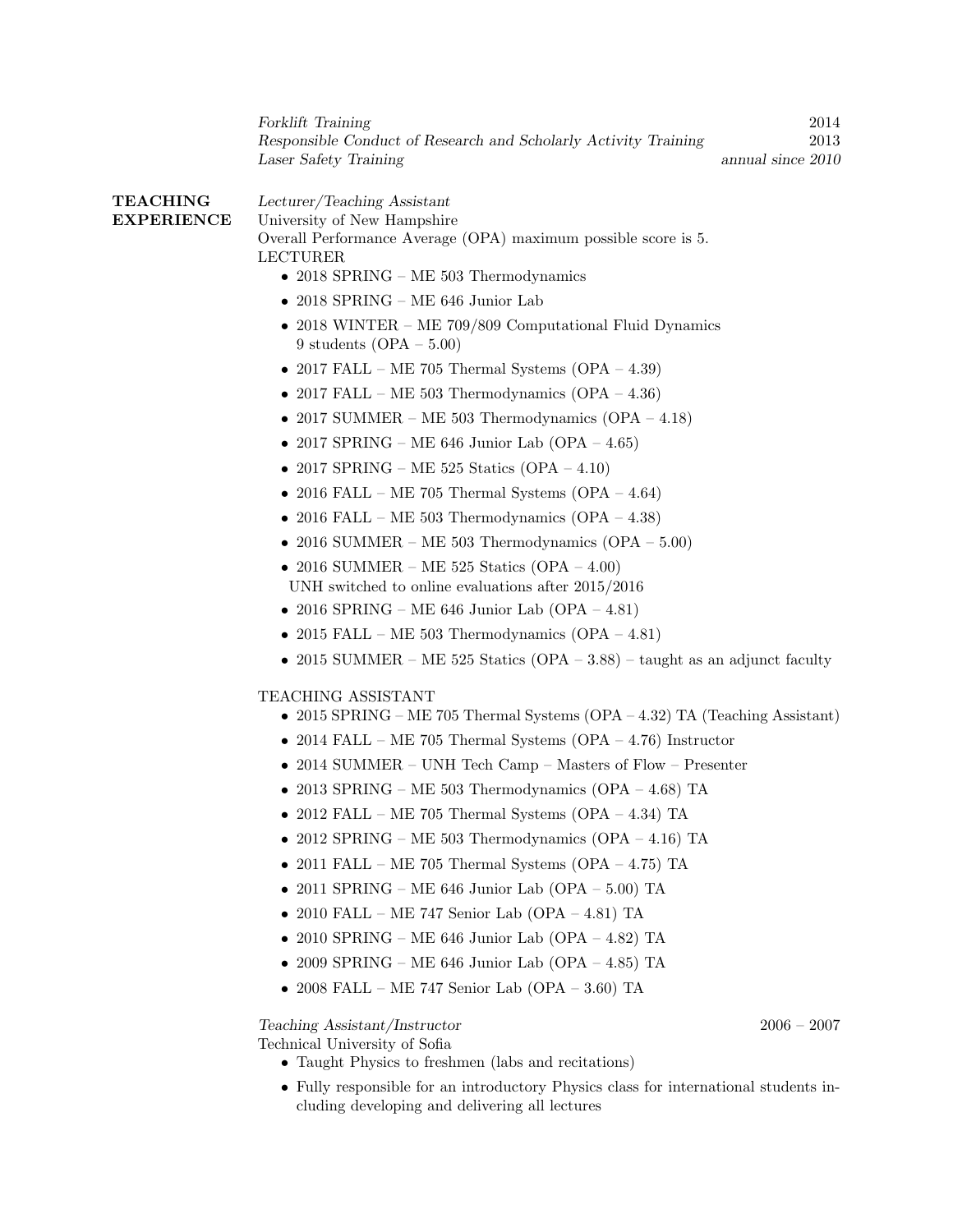*Forklift Training* 2014
*Responsible Conduct of Research and Scholarly Activity Training* 2013
*Laser Safety Training* *annual since 2010*

## TEACHING EXPERIENCE

*Lecturer/Teaching Assistant*
University of New Hampshire
Overall Performance Average (OPA) maximum possible score is 5.
LECTURER

- 2018 SPRING – ME 503 Thermodynamics
- 2018 SPRING – ME 646 Junior Lab
- 2018 WINTER – ME 709/809 Computational Fluid Dynamics
  9 students (OPA – 5.00)
- 2017 FALL – ME 705 Thermal Systems (OPA – 4.39)
- 2017 FALL – ME 503 Thermodynamics (OPA – 4.36)
- 2017 SUMMER – ME 503 Thermodynamics (OPA – 4.18)
- 2017 SPRING – ME 646 Junior Lab (OPA – 4.65)
- 2017 SPRING – ME 525 Statics (OPA – 4.10)
- 2016 FALL – ME 705 Thermal Systems (OPA – 4.64)
- 2016 FALL – ME 503 Thermodynamics (OPA – 4.38)
- 2016 SUMMER – ME 503 Thermodynamics (OPA – 5.00)
- 2016 SUMMER – ME 525 Statics (OPA – 4.00)
  UNH switched to online evaluations after 2015/2016
- 2016 SPRING – ME 646 Junior Lab (OPA – 4.81)
- 2015 FALL – ME 503 Thermodynamics (OPA – 4.81)
- 2015 SUMMER – ME 525 Statics (OPA – 3.88) – taught as an adjunct faculty

TEACHING ASSISTANT

- 2015 SPRING – ME 705 Thermal Systems (OPA – 4.32) TA (Teaching Assistant)
- 2014 FALL – ME 705 Thermal Systems (OPA – 4.76) Instructor
- 2014 SUMMER – UNH Tech Camp – Masters of Flow – Presenter
- 2013 SPRING – ME 503 Thermodynamics (OPA – 4.68) TA
- 2012 FALL – ME 705 Thermal Systems (OPA – 4.34) TA
- 2012 SPRING – ME 503 Thermodynamics (OPA – 4.16) TA
- 2011 FALL – ME 705 Thermal Systems (OPA – 4.75) TA
- 2011 SPRING – ME 646 Junior Lab (OPA – 5.00) TA
- 2010 FALL – ME 747 Senior Lab (OPA – 4.81) TA
- 2010 SPRING – ME 646 Junior Lab (OPA – 4.82) TA
- 2009 SPRING – ME 646 Junior Lab (OPA – 4.85) TA
- 2008 FALL – ME 747 Senior Lab (OPA – 3.60) TA

*Teaching Assistant/Instructor* 2006 – 2007
Technical University of Sofia

- Taught Physics to freshmen (labs and recitations)
- Fully responsible for an introductory Physics class for international students including developing and delivering all lectures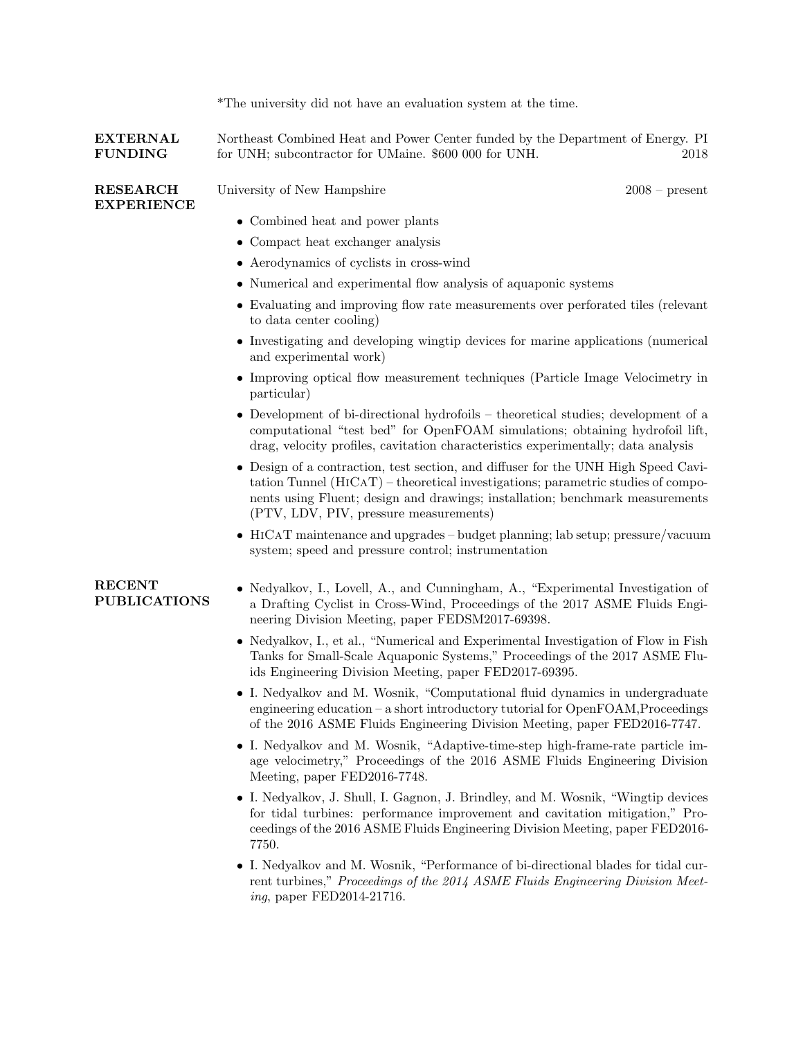*The university did not have an evaluation system at the time.

## EXTERNAL FUNDING

Northeast Combined Heat and Power Center funded by the Department of Energy. PI for UNH; subcontractor for UMaine. $600 000 for UNH. 2018

## RESEARCH EXPERIENCE

University of New Hampshire 2008 – present

- Combined heat and power plants
- Compact heat exchanger analysis
- Aerodynamics of cyclists in cross-wind
- Numerical and experimental flow analysis of aquaponic systems
- Evaluating and improving flow rate measurements over perforated tiles (relevant to data center cooling)
- Investigating and developing wingtip devices for marine applications (numerical and experimental work)
- Improving optical flow measurement techniques (Particle Image Velocimetry in particular)
- Development of bi-directional hydrofoils – theoretical studies; development of a computational "test bed" for OpenFOAM simulations; obtaining hydrofoil lift, drag, velocity profiles, cavitation characteristics experimentally; data analysis
- Design of a contraction, test section, and diffuser for the UNH High Speed Cavitation Tunnel (HiCaT) – theoretical investigations; parametric studies of components using Fluent; design and drawings; installation; benchmark measurements (PTV, LDV, PIV, pressure measurements)
- HiCaT maintenance and upgrades – budget planning; lab setup; pressure/vacuum system; speed and pressure control; instrumentation

## RECENT PUBLICATIONS

- Nedyalkov, I., Lovell, A., and Cunningham, A., "Experimental Investigation of a Drafting Cyclist in Cross-Wind, Proceedings of the 2017 ASME Fluids Engineering Division Meeting, paper FEDSM2017-69398.
- Nedyalkov, I., et al., "Numerical and Experimental Investigation of Flow in Fish Tanks for Small-Scale Aquaponic Systems," Proceedings of the 2017 ASME Fluids Engineering Division Meeting, paper FED2017-69395.
- I. Nedyalkov and M. Wosnik, "Computational fluid dynamics in undergraduate engineering education – a short introductory tutorial for OpenFOAM,Proceedings of the 2016 ASME Fluids Engineering Division Meeting, paper FED2016-7747.
- I. Nedyalkov and M. Wosnik, "Adaptive-time-step high-frame-rate particle image velocimetry," Proceedings of the 2016 ASME Fluids Engineering Division Meeting, paper FED2016-7748.
- I. Nedyalkov, J. Shull, I. Gagnon, J. Brindley, and M. Wosnik, "Wingtip devices for tidal turbines: performance improvement and cavitation mitigation," Proceedings of the 2016 ASME Fluids Engineering Division Meeting, paper FED2016-7750.
- I. Nedyalkov and M. Wosnik, "Performance of bi-directional blades for tidal current turbines," *Proceedings of the 2014 ASME Fluids Engineering Division Meeting*, paper FED2014-21716.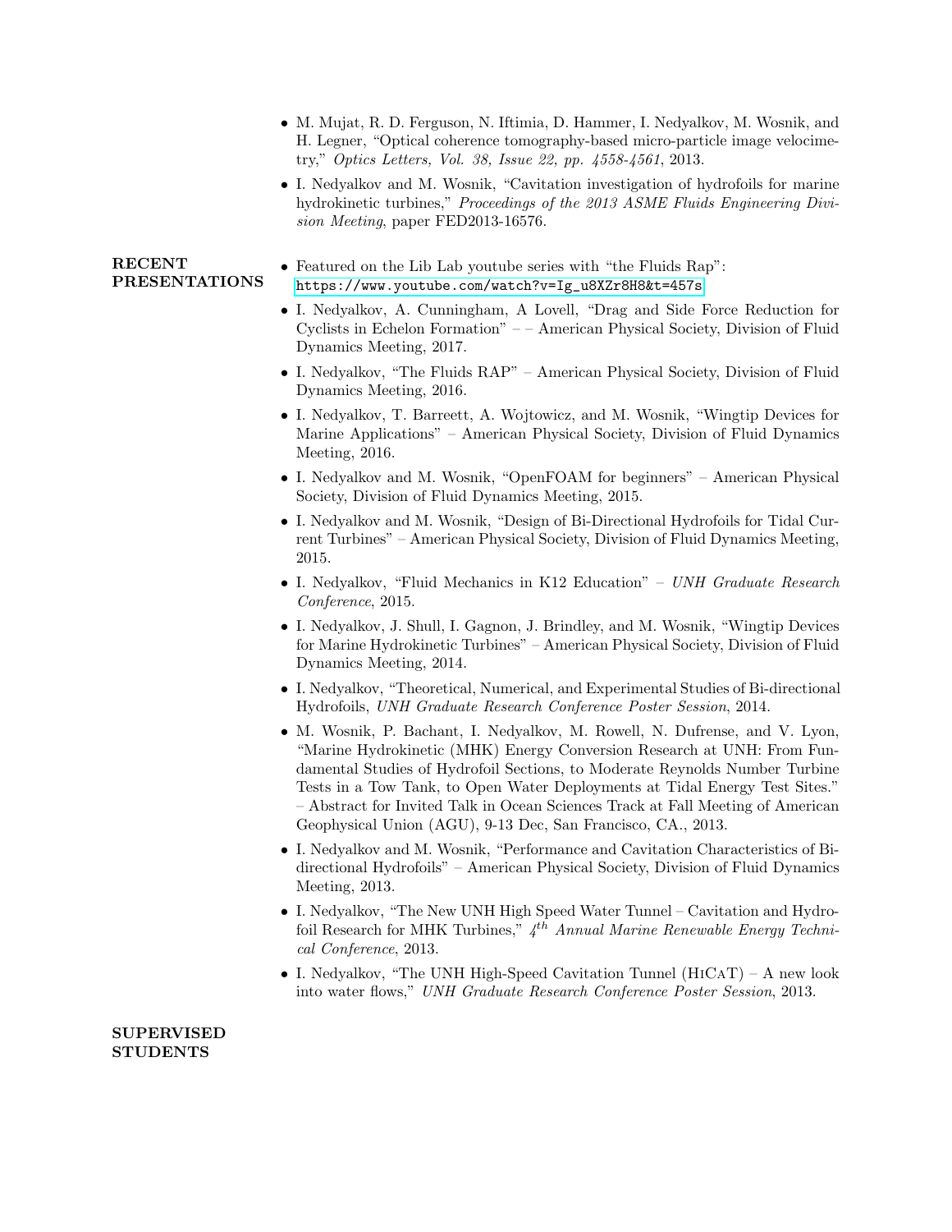- M. Mujat, R. D. Ferguson, N. Iftimia, D. Hammer, I. Nedyalkov, M. Wosnik, and H. Legner, "Optical coherence tomography-based micro-particle image velocimetry," *Optics Letters, Vol. 38, Issue 22, pp. 4558-4561*, 2013.
- I. Nedyalkov and M. Wosnik, "Cavitation investigation of hydrofoils for marine hydrokinetic turbines," *Proceedings of the 2013 ASME Fluids Engineering Division Meeting*, paper FED2013-16576.

## RECENT PRESENTATIONS

- Featured on the Lib Lab youtube series with "the Fluids Rap": https://www.youtube.com/watch?v=Ig_u8XZr8H8&t=457s
- I. Nedyalkov, A. Cunningham, A Lovell, "Drag and Side Force Reduction for Cyclists in Echelon Formation" – – American Physical Society, Division of Fluid Dynamics Meeting, 2017.
- I. Nedyalkov, "The Fluids RAP" – American Physical Society, Division of Fluid Dynamics Meeting, 2016.
- I. Nedyalkov, T. Barreett, A. Wojtowicz, and M. Wosnik, "Wingtip Devices for Marine Applications" – American Physical Society, Division of Fluid Dynamics Meeting, 2016.
- I. Nedyalkov and M. Wosnik, "OpenFOAM for beginners" – American Physical Society, Division of Fluid Dynamics Meeting, 2015.
- I. Nedyalkov and M. Wosnik, "Design of Bi-Directional Hydrofoils for Tidal Current Turbines" – American Physical Society, Division of Fluid Dynamics Meeting, 2015.
- I. Nedyalkov, "Fluid Mechanics in K12 Education" – *UNH Graduate Research Conference*, 2015.
- I. Nedyalkov, J. Shull, I. Gagnon, J. Brindley, and M. Wosnik, "Wingtip Devices for Marine Hydrokinetic Turbines" – American Physical Society, Division of Fluid Dynamics Meeting, 2014.
- I. Nedyalkov, "Theoretical, Numerical, and Experimental Studies of Bi-directional Hydrofoils, *UNH Graduate Research Conference Poster Session*, 2014.
- M. Wosnik, P. Bachant, I. Nedyalkov, M. Rowell, N. Dufrense, and V. Lyon, "Marine Hydrokinetic (MHK) Energy Conversion Research at UNH: From Fundamental Studies of Hydrofoil Sections, to Moderate Reynolds Number Turbine Tests in a Tow Tank, to Open Water Deployments at Tidal Energy Test Sites." – Abstract for Invited Talk in Ocean Sciences Track at Fall Meeting of American Geophysical Union (AGU), 9-13 Dec, San Francisco, CA., 2013.
- I. Nedyalkov and M. Wosnik, "Performance and Cavitation Characteristics of Bi-directional Hydrofoils" – American Physical Society, Division of Fluid Dynamics Meeting, 2013.
- I. Nedyalkov, "The New UNH High Speed Water Tunnel – Cavitation and Hydrofoil Research for MHK Turbines," *4th Annual Marine Renewable Energy Technical Conference*, 2013.
- I. Nedyalkov, "The UNH High-Speed Cavitation Tunnel (HiCaT) – A new look into water flows," *UNH Graduate Research Conference Poster Session*, 2013.

## SUPERVISED STUDENTS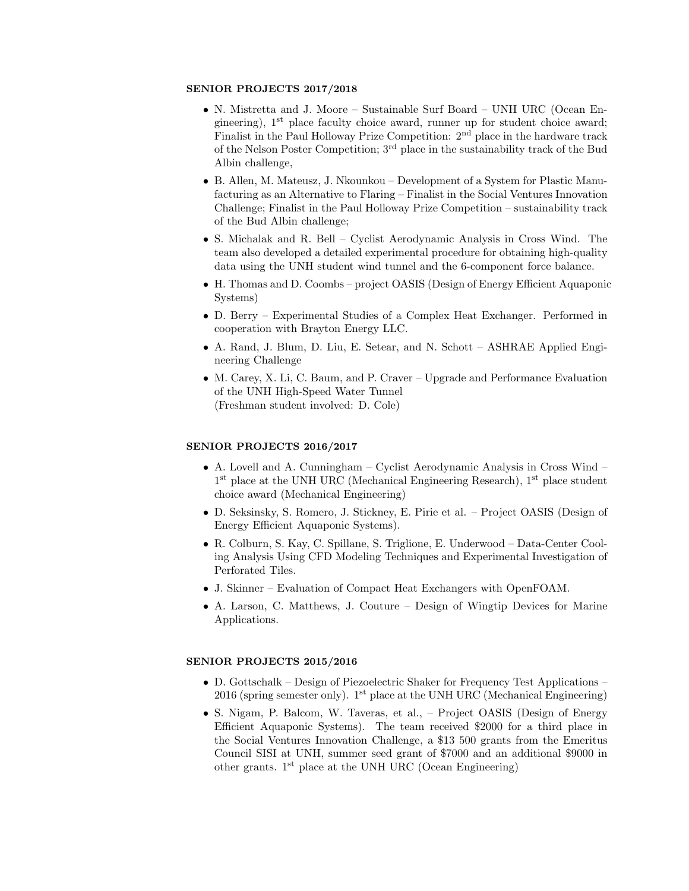**SENIOR PROJECTS 2017/2018**

- N. Mistretta and J. Moore – Sustainable Surf Board – UNH URC (Ocean Engineering), 1st place faculty choice award, runner up for student choice award; Finalist in the Paul Holloway Prize Competition: 2nd place in the hardware track of the Nelson Poster Competition; 3rd place in the sustainability track of the Bud Albin challenge,
- B. Allen, M. Mateusz, J. Nkounkou – Development of a System for Plastic Manufacturing as an Alternative to Flaring – Finalist in the Social Ventures Innovation Challenge; Finalist in the Paul Holloway Prize Competition – sustainability track of the Bud Albin challenge;
- S. Michalak and R. Bell – Cyclist Aerodynamic Analysis in Cross Wind. The team also developed a detailed experimental procedure for obtaining high-quality data using the UNH student wind tunnel and the 6-component force balance.
- H. Thomas and D. Coombs – project OASIS (Design of Energy Efficient Aquaponic Systems)
- D. Berry – Experimental Studies of a Complex Heat Exchanger. Performed in cooperation with Brayton Energy LLC.
- A. Rand, J. Blum, D. Liu, E. Setear, and N. Schott – ASHRAE Applied Engineering Challenge
- M. Carey, X. Li, C. Baum, and P. Craver – Upgrade and Performance Evaluation of the UNH High-Speed Water Tunnel
  (Freshman student involved: D. Cole)

**SENIOR PROJECTS 2016/2017**

- A. Lovell and A. Cunningham – Cyclist Aerodynamic Analysis in Cross Wind – 1st place at the UNH URC (Mechanical Engineering Research), 1st place student choice award (Mechanical Engineering)
- D. Seksinsky, S. Romero, J. Stickney, E. Pirie et al. – Project OASIS (Design of Energy Efficient Aquaponic Systems).
- R. Colburn, S. Kay, C. Spillane, S. Triglione, E. Underwood – Data-Center Cooling Analysis Using CFD Modeling Techniques and Experimental Investigation of Perforated Tiles.
- J. Skinner – Evaluation of Compact Heat Exchangers with OpenFOAM.
- A. Larson, C. Matthews, J. Couture – Design of Wingtip Devices for Marine Applications.

**SENIOR PROJECTS 2015/2016**

- D. Gottschalk – Design of Piezoelectric Shaker for Frequency Test Applications – 2016 (spring semester only). 1st place at the UNH URC (Mechanical Engineering)
- S. Nigam, P. Balcom, W. Taveras, et al., – Project OASIS (Design of Energy Efficient Aquaponic Systems). The team received $2000 for a third place in the Social Ventures Innovation Challenge, a $13 500 grants from the Emeritus Council SISI at UNH, summer seed grant of $7000 and an additional $9000 in other grants. 1st place at the UNH URC (Ocean Engineering)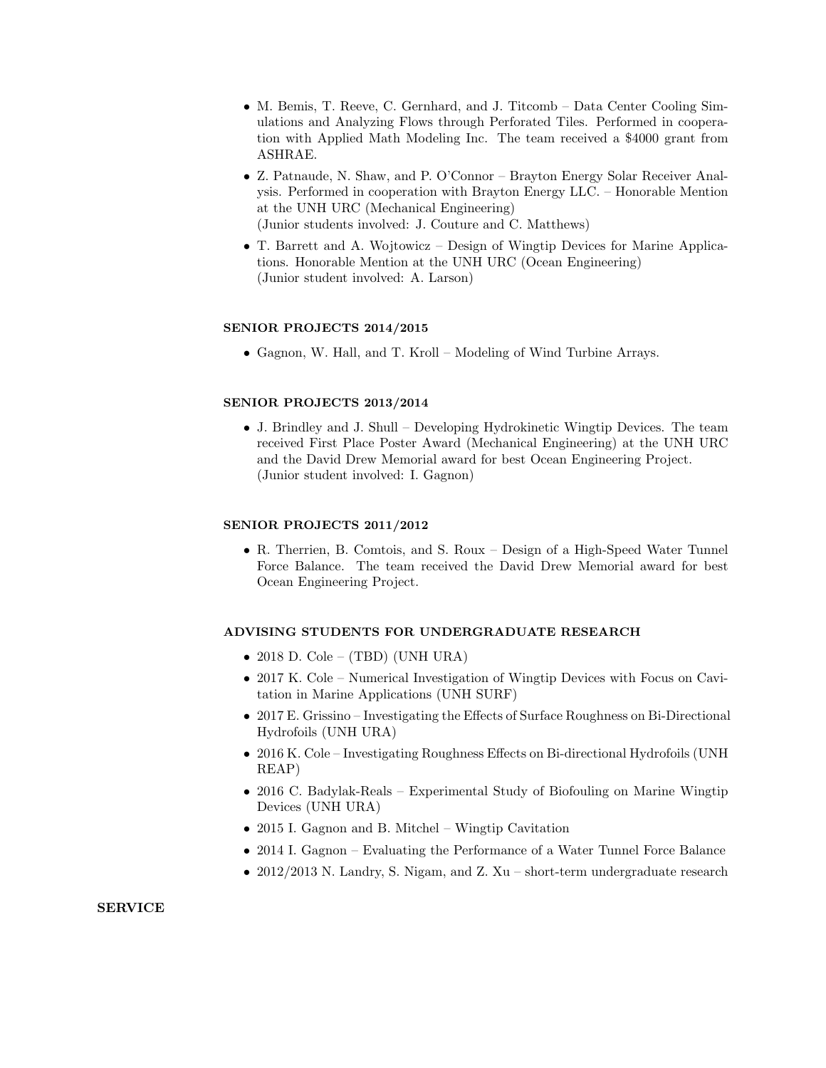- M. Bemis, T. Reeve, C. Gernhard, and J. Titcomb – Data Center Cooling Simulations and Analyzing Flows through Perforated Tiles. Performed in cooperation with Applied Math Modeling Inc. The team received a $4000 grant from ASHRAE.
- Z. Patnaude, N. Shaw, and P. O'Connor – Brayton Energy Solar Receiver Analysis. Performed in cooperation with Brayton Energy LLC. – Honorable Mention at the UNH URC (Mechanical Engineering)
  (Junior students involved: J. Couture and C. Matthews)
- T. Barrett and A. Wojtowicz – Design of Wingtip Devices for Marine Applications. Honorable Mention at the UNH URC (Ocean Engineering)
  (Junior student involved: A. Larson)

### SENIOR PROJECTS 2014/2015

- Gagnon, W. Hall, and T. Kroll – Modeling of Wind Turbine Arrays.

### SENIOR PROJECTS 2013/2014

- J. Brindley and J. Shull – Developing Hydrokinetic Wingtip Devices. The team received First Place Poster Award (Mechanical Engineering) at the UNH URC and the David Drew Memorial award for best Ocean Engineering Project.
  (Junior student involved: I. Gagnon)

### SENIOR PROJECTS 2011/2012

- R. Therrien, B. Comtois, and S. Roux – Design of a High-Speed Water Tunnel Force Balance. The team received the David Drew Memorial award for best Ocean Engineering Project.

### ADVISING STUDENTS FOR UNDERGRADUATE RESEARCH

- 2018 D. Cole – (TBD) (UNH URA)
- 2017 K. Cole – Numerical Investigation of Wingtip Devices with Focus on Cavitation in Marine Applications (UNH SURF)
- 2017 E. Grissino – Investigating the Effects of Surface Roughness on Bi-Directional Hydrofoils (UNH URA)
- 2016 K. Cole – Investigating Roughness Effects on Bi-directional Hydrofoils (UNH REAP)
- 2016 C. Badylak-Reals – Experimental Study of Biofouling on Marine Wingtip Devices (UNH URA)
- 2015 I. Gagnon and B. Mitchel – Wingtip Cavitation
- 2014 I. Gagnon – Evaluating the Performance of a Water Tunnel Force Balance
- 2012/2013 N. Landry, S. Nigam, and Z. Xu – short-term undergraduate research

## SERVICE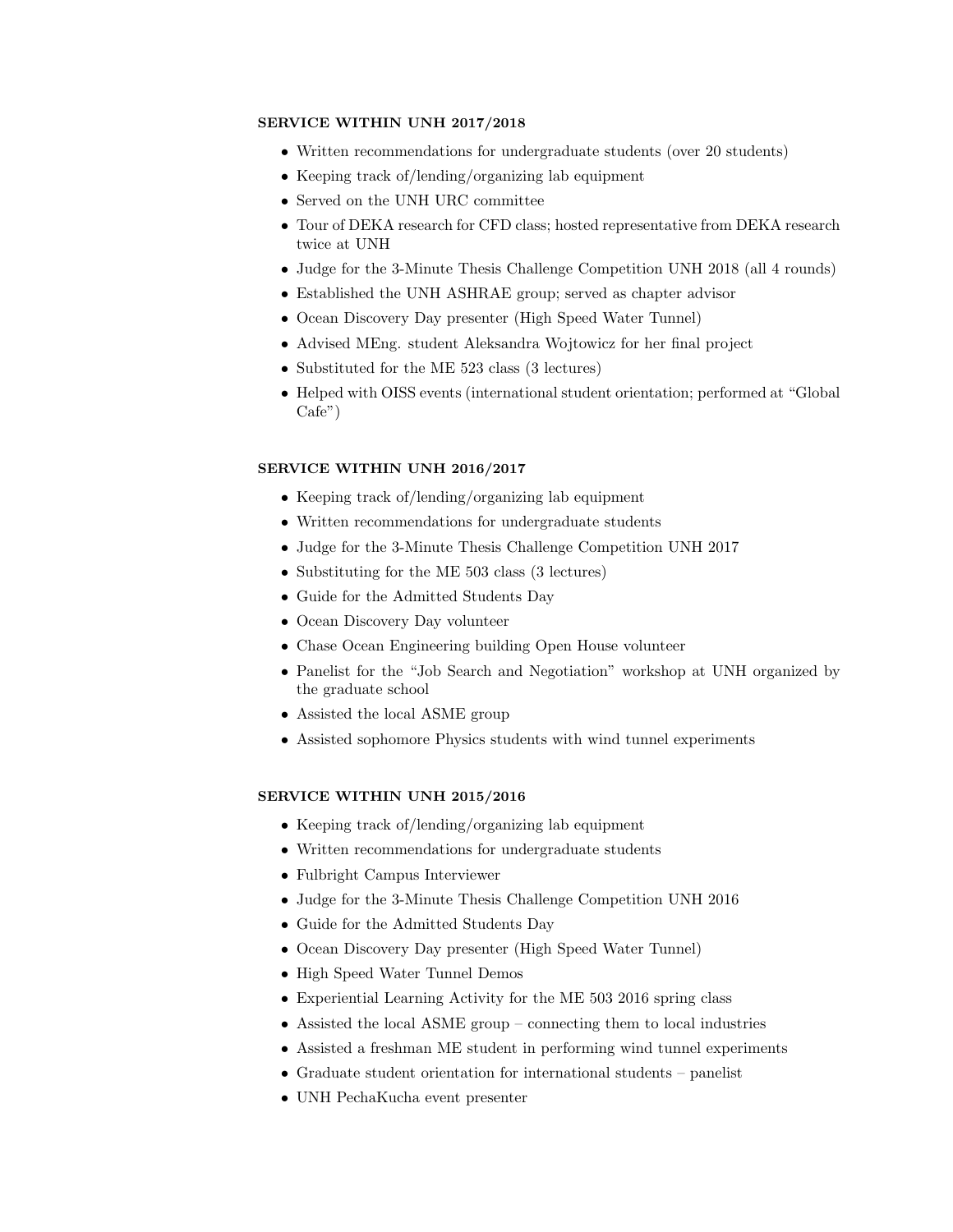#### SERVICE WITHIN UNH 2017/2018

- Written recommendations for undergraduate students (over 20 students)
- Keeping track of/lending/organizing lab equipment
- Served on the UNH URC committee
- Tour of DEKA research for CFD class; hosted representative from DEKA research twice at UNH
- Judge for the 3-Minute Thesis Challenge Competition UNH 2018 (all 4 rounds)
- Established the UNH ASHRAE group; served as chapter advisor
- Ocean Discovery Day presenter (High Speed Water Tunnel)
- Advised MEng. student Aleksandra Wojtowicz for her final project
- Substituted for the ME 523 class (3 lectures)
- Helped with OISS events (international student orientation; performed at "Global Cafe")

#### SERVICE WITHIN UNH 2016/2017

- Keeping track of/lending/organizing lab equipment
- Written recommendations for undergraduate students
- Judge for the 3-Minute Thesis Challenge Competition UNH 2017
- Substituting for the ME 503 class (3 lectures)
- Guide for the Admitted Students Day
- Ocean Discovery Day volunteer
- Chase Ocean Engineering building Open House volunteer
- Panelist for the "Job Search and Negotiation" workshop at UNH organized by the graduate school
- Assisted the local ASME group
- Assisted sophomore Physics students with wind tunnel experiments

#### SERVICE WITHIN UNH 2015/2016

- Keeping track of/lending/organizing lab equipment
- Written recommendations for undergraduate students
- Fulbright Campus Interviewer
- Judge for the 3-Minute Thesis Challenge Competition UNH 2016
- Guide for the Admitted Students Day
- Ocean Discovery Day presenter (High Speed Water Tunnel)
- High Speed Water Tunnel Demos
- Experiential Learning Activity for the ME 503 2016 spring class
- Assisted the local ASME group – connecting them to local industries
- Assisted a freshman ME student in performing wind tunnel experiments
- Graduate student orientation for international students – panelist
- UNH PechaKucha event presenter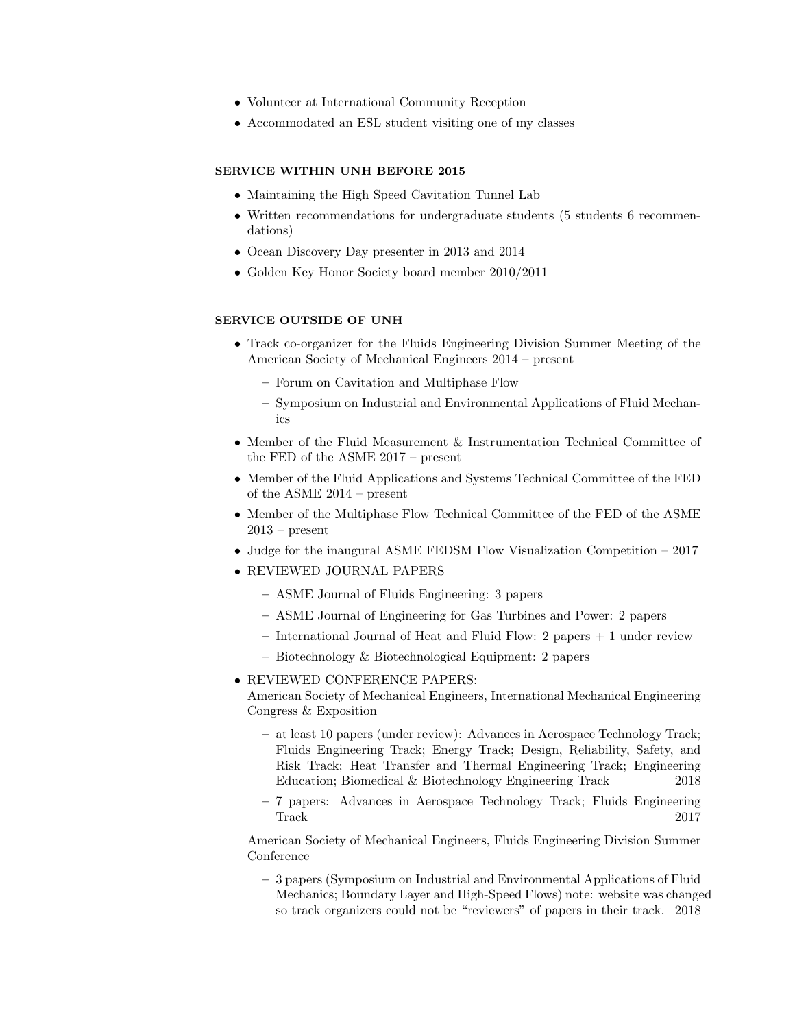- Volunteer at International Community Reception
- Accommodated an ESL student visiting one of my classes

### SERVICE WITHIN UNH BEFORE 2015

- Maintaining the High Speed Cavitation Tunnel Lab
- Written recommendations for undergraduate students (5 students 6 recommendations)
- Ocean Discovery Day presenter in 2013 and 2014
- Golden Key Honor Society board member 2010/2011

### SERVICE OUTSIDE OF UNH

- Track co-organizer for the Fluids Engineering Division Summer Meeting of the American Society of Mechanical Engineers 2014 – present
  - Forum on Cavitation and Multiphase Flow
  - Symposium on Industrial and Environmental Applications of Fluid Mechanics
- Member of the Fluid Measurement & Instrumentation Technical Committee of the FED of the ASME 2017 – present
- Member of the Fluid Applications and Systems Technical Committee of the FED of the ASME 2014 – present
- Member of the Multiphase Flow Technical Committee of the FED of the ASME 2013 – present
- Judge for the inaugural ASME FEDSM Flow Visualization Competition – 2017
- REVIEWED JOURNAL PAPERS
  - ASME Journal of Fluids Engineering: 3 papers
  - ASME Journal of Engineering for Gas Turbines and Power: 2 papers
  - International Journal of Heat and Fluid Flow: 2 papers + 1 under review
  - Biotechnology & Biotechnological Equipment: 2 papers
- REVIEWED CONFERENCE PAPERS:
  American Society of Mechanical Engineers, International Mechanical Engineering Congress & Exposition
  - at least 10 papers (under review): Advances in Aerospace Technology Track; Fluids Engineering Track; Energy Track; Design, Reliability, Safety, and Risk Track; Heat Transfer and Thermal Engineering Track; Engineering Education; Biomedical & Biotechnology Engineering Track 2018
  - 7 papers: Advances in Aerospace Technology Track; Fluids Engineering Track 2017

  American Society of Mechanical Engineers, Fluids Engineering Division Summer Conference
  - 3 papers (Symposium on Industrial and Environmental Applications of Fluid Mechanics; Boundary Layer and High-Speed Flows) note: website was changed so track organizers could not be "reviewers" of papers in their track. 2018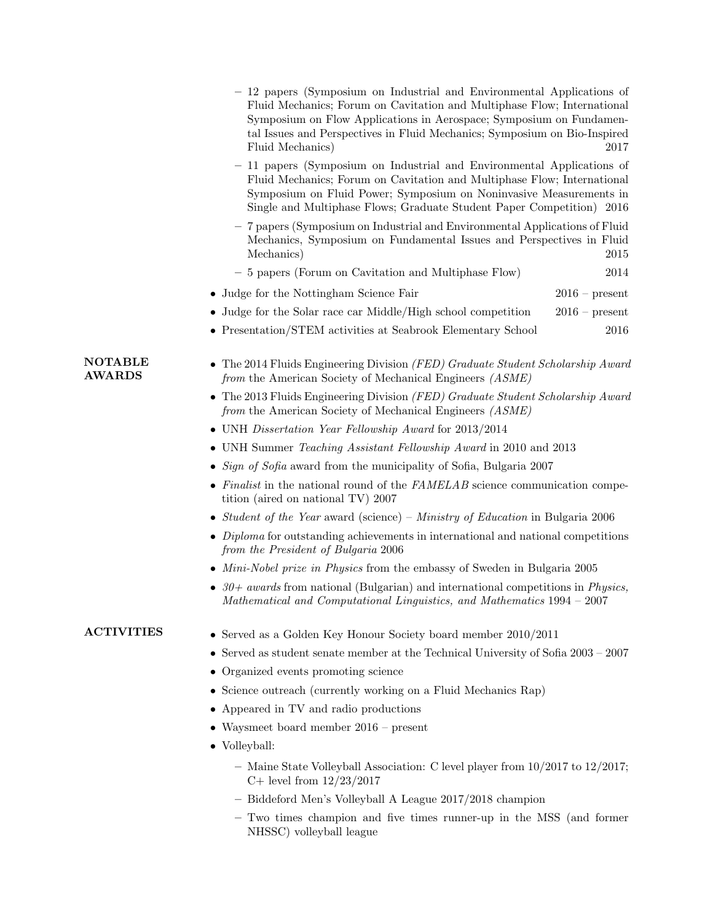- 12 papers (Symposium on Industrial and Environmental Applications of Fluid Mechanics; Forum on Cavitation and Multiphase Flow; International Symposium on Flow Applications in Aerospace; Symposium on Fundamental Issues and Perspectives in Fluid Mechanics; Symposium on Bio-Inspired Fluid Mechanics) 2017
  - 11 papers (Symposium on Industrial and Environmental Applications of Fluid Mechanics; Forum on Cavitation and Multiphase Flow; International Symposium on Fluid Power; Symposium on Noninvasive Measurements in Single and Multiphase Flows; Graduate Student Paper Competition) 2016
  - 7 papers (Symposium on Industrial and Environmental Applications of Fluid Mechanics, Symposium on Fundamental Issues and Perspectives in Fluid Mechanics) 2015
  - 5 papers (Forum on Cavitation and Multiphase Flow) 2014
- Judge for the Nottingham Science Fair 2016 – present
- Judge for the Solar race car Middle/High school competition 2016 – present
- Presentation/STEM activities at Seabrook Elementary School 2016

## NOTABLE AWARDS

- The 2014 Fluids Engineering Division *(FED) Graduate Student Scholarship Award from* the American Society of Mechanical Engineers *(ASME)*
- The 2013 Fluids Engineering Division *(FED) Graduate Student Scholarship Award from* the American Society of Mechanical Engineers *(ASME)*
- UNH *Dissertation Year Fellowship Award* for 2013/2014
- UNH Summer *Teaching Assistant Fellowship Award* in 2010 and 2013
- *Sign of Sofia* award from the municipality of Sofia, Bulgaria 2007
- *Finalist* in the national round of the *FAMELAB* science communication competition (aired on national TV) 2007
- *Student of the Year* award (science) – *Ministry of Education* in Bulgaria 2006
- *Diploma* for outstanding achievements in international and national competitions *from the President of Bulgaria* 2006
- *Mini-Nobel prize in Physics* from the embassy of Sweden in Bulgaria 2005
- *30+ awards* from national (Bulgarian) and international competitions in *Physics, Mathematical and Computational Linguistics, and Mathematics* 1994 – 2007

## ACTIVITIES

- Served as a Golden Key Honour Society board member 2010/2011
- Served as student senate member at the Technical University of Sofia 2003 – 2007
- Organized events promoting science
- Science outreach (currently working on a Fluid Mechanics Rap)
- Appeared in TV and radio productions
- Waysmeet board member 2016 – present
- Volleyball:
  - Maine State Volleyball Association: C level player from 10/2017 to 12/2017; C+ level from 12/23/2017
  - Biddeford Men's Volleyball A League 2017/2018 champion
  - Two times champion and five times runner-up in the MSS (and former NHSSC) volleyball league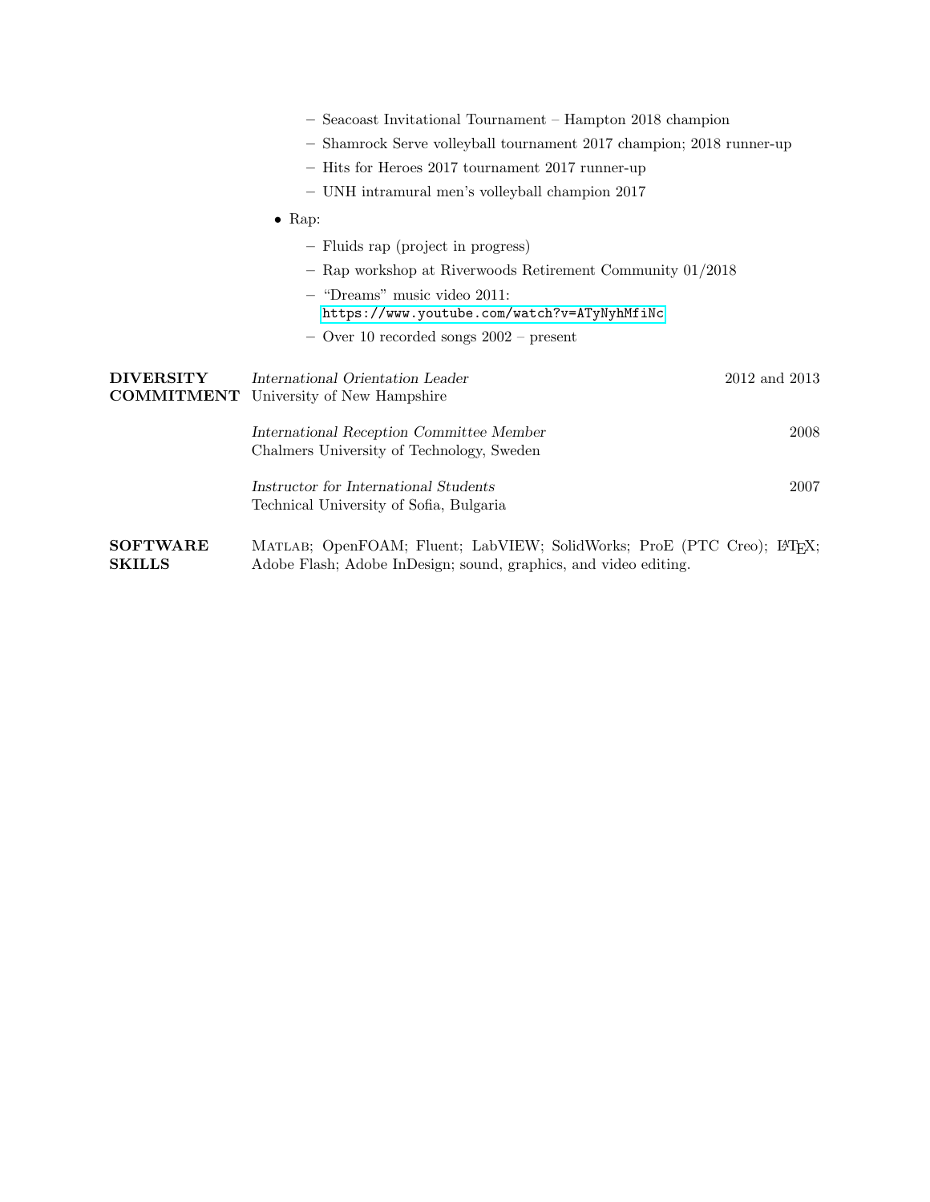- Seacoast Invitational Tournament – Hampton 2018 champion
  - Shamrock Serve volleyball tournament 2017 champion; 2018 runner-up
  - Hits for Heroes 2017 tournament 2017 runner-up
  - UNH intramural men's volleyball champion 2017
- Rap:
  - Fluids rap (project in progress)
  - Rap workshop at Riverwoods Retirement Community 01/2018
  - "Dreams" music video 2011: https://www.youtube.com/watch?v=ATyNyhMfiNc
  - Over 10 recorded songs 2002 – present

## DIVERSITY COMMITMENT

*International Orientation Leader* — 2012 and 2013
University of New Hampshire

*International Reception Committee Member* — 2008
Chalmers University of Technology, Sweden

*Instructor for International Students* — 2007
Technical University of Sofia, Bulgaria

## SOFTWARE SKILLS

MATLAB; OpenFOAM; Fluent; LabVIEW; SolidWorks; ProE (PTC Creo); LaTeX; Adobe Flash; Adobe InDesign; sound, graphics, and video editing.